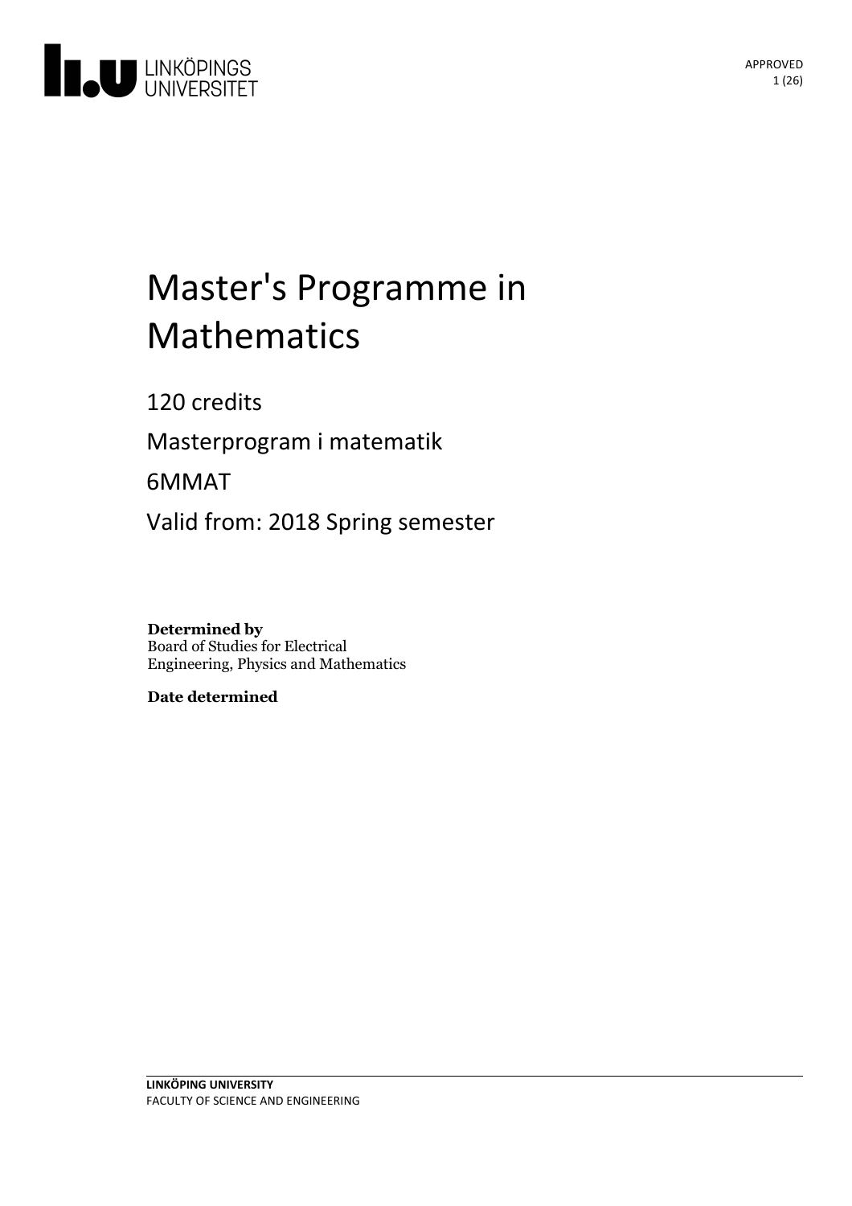# Master's Programme in Mathematics

120 credits

Masterprogram i matematik

6MMAT

Valid from: 2018 Spring semester

**Determined by**
Board of Studies for Electrical Engineering, Physics and Mathematics

**Date determined**

**LINKÖPING UNIVERSITY**
FACULTY OF SCIENCE AND ENGINEERING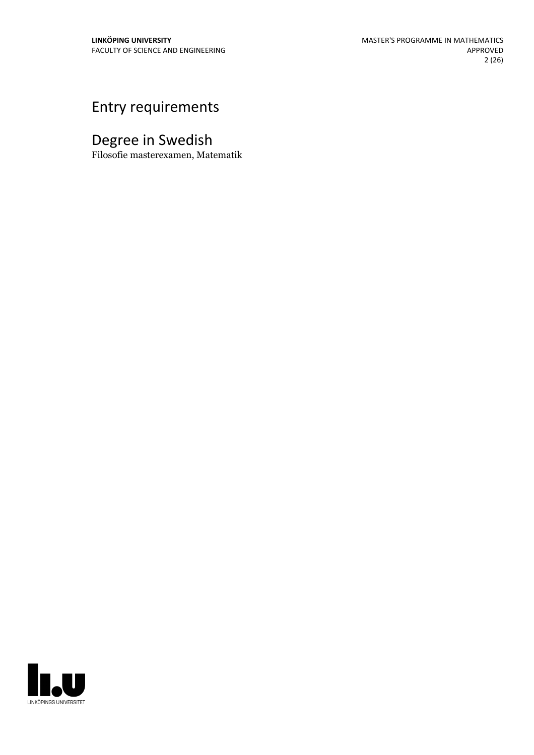# Entry requirements

# Degree in Swedish

Filosofie masterexamen, Matematik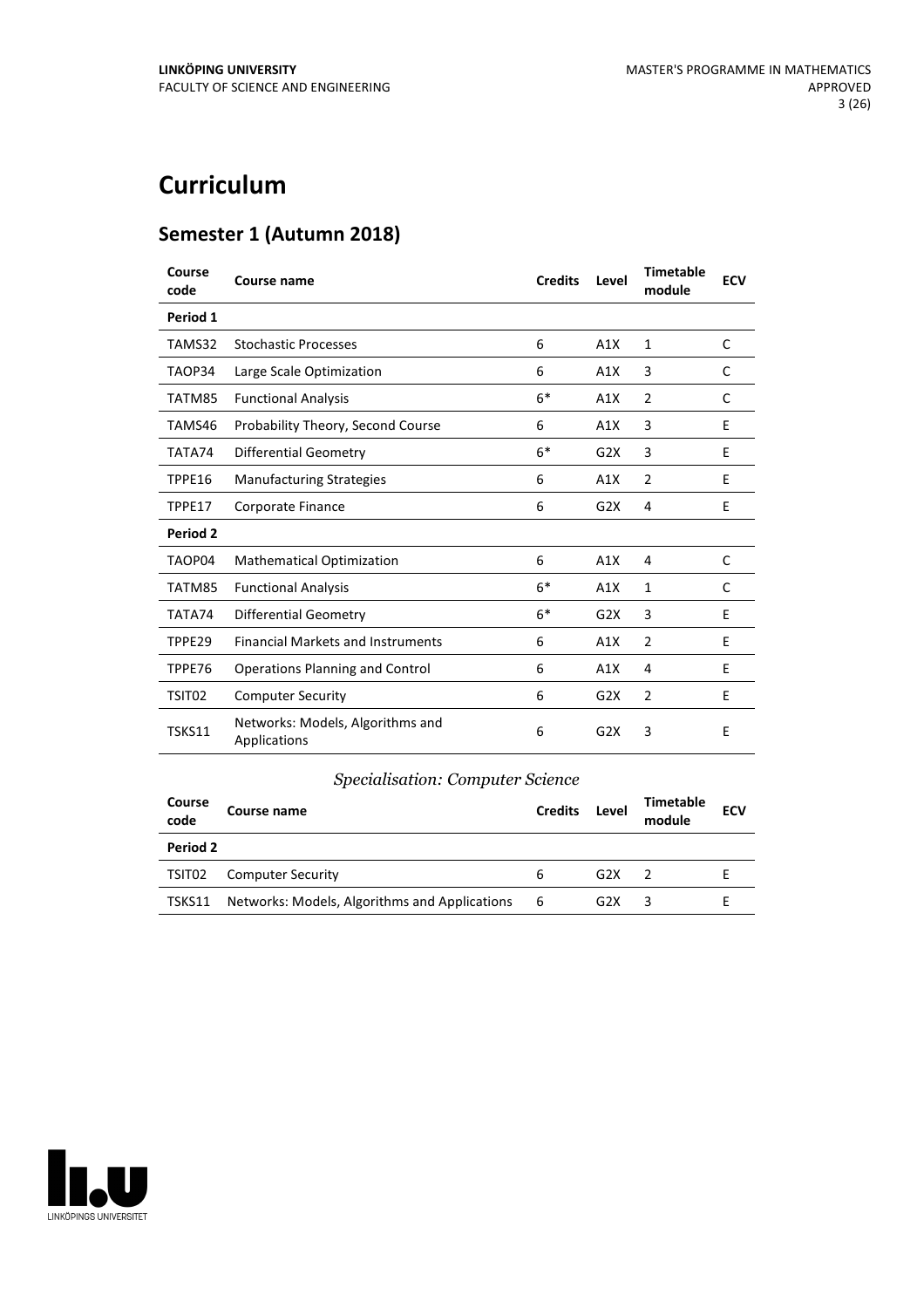# Curriculum

## Semester 1 (Autumn 2018)

| Course code | Course name | Credits | Level | Timetable module | ECV |
|---|---|---|---|---|---|
| **Period 1** | | | | | |
| TAMS32 | Stochastic Processes | 6 | A1X | 1 | C |
| TAOP34 | Large Scale Optimization | 6 | A1X | 3 | C |
| TATM85 | Functional Analysis | 6* | A1X | 2 | C |
| TAMS46 | Probability Theory, Second Course | 6 | A1X | 3 | E |
| TATA74 | Differential Geometry | 6* | G2X | 3 | E |
| TPPE16 | Manufacturing Strategies | 6 | A1X | 2 | E |
| TPPE17 | Corporate Finance | 6 | G2X | 4 | E |
| **Period 2** | | | | | |
| TAOP04 | Mathematical Optimization | 6 | A1X | 4 | C |
| TATM85 | Functional Analysis | 6* | A1X | 1 | C |
| TATA74 | Differential Geometry | 6* | G2X | 3 | E |
| TPPE29 | Financial Markets and Instruments | 6 | A1X | 2 | E |
| TPPE76 | Operations Planning and Control | 6 | A1X | 4 | E |
| TSIT02 | Computer Security | 6 | G2X | 2 | E |
| TSKS11 | Networks: Models, Algorithms and Applications | 6 | G2X | 3 | E |

*Specialisation: Computer Science*

| Course code | Course name | Credits | Level | Timetable module | ECV |
|---|---|---|---|---|---|
| **Period 2** | | | | | |
| TSIT02 | Computer Security | 6 | G2X | 2 | E |
| TSKS11 | Networks: Models, Algorithms and Applications | 6 | G2X | 3 | E |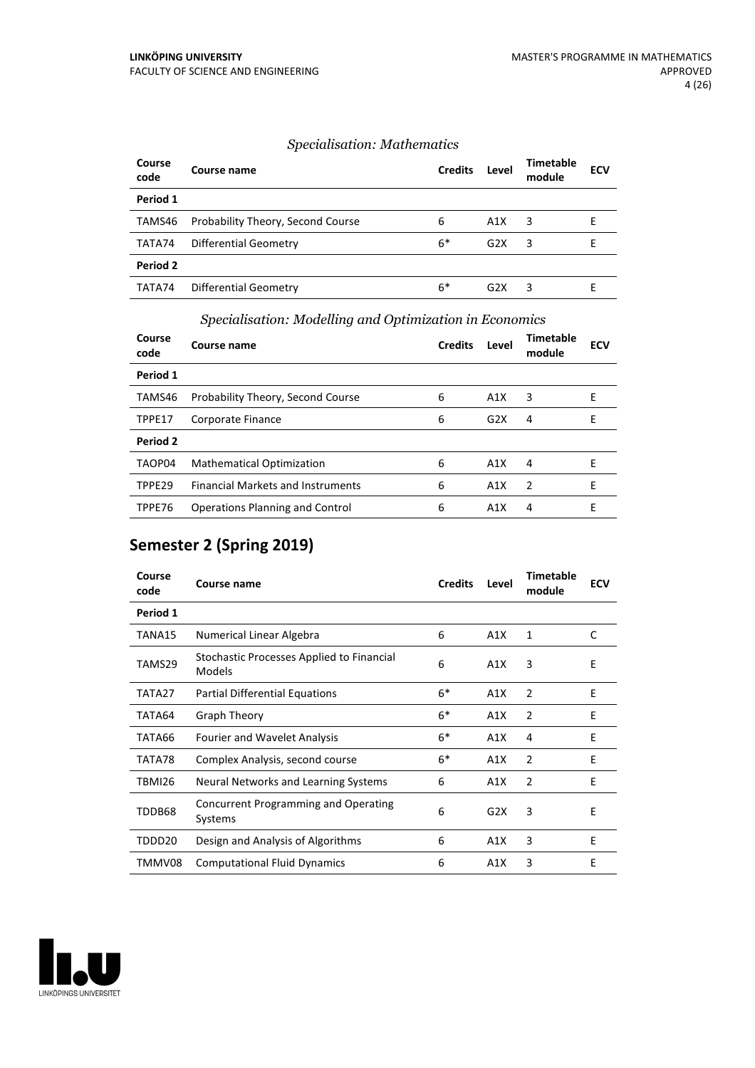### *Specialisation: Mathematics*

| Course code | Course name | Credits | Level | Timetable module | ECV |
|---|---|---|---|---|---|
| **Period 1** | | | | | |
| TAMS46 | Probability Theory, Second Course | 6 | A1X | 3 | E |
| TATA74 | Differential Geometry | 6* | G2X | 3 | E |
| **Period 2** | | | | | |
| TATA74 | Differential Geometry | 6* | G2X | 3 | E |

### *Specialisation: Modelling and Optimization in Economics*

| Course code | Course name | Credits | Level | Timetable module | ECV |
|---|---|---|---|---|---|
| **Period 1** | | | | | |
| TAMS46 | Probability Theory, Second Course | 6 | A1X | 3 | E |
| TPPE17 | Corporate Finance | 6 | G2X | 4 | E |
| **Period 2** | | | | | |
| TAOP04 | Mathematical Optimization | 6 | A1X | 4 | E |
| TPPE29 | Financial Markets and Instruments | 6 | A1X | 2 | E |
| TPPE76 | Operations Planning and Control | 6 | A1X | 4 | E |

## Semester 2 (Spring 2019)

| Course code | Course name | Credits | Level | Timetable module | ECV |
|---|---|---|---|---|---|
| **Period 1** | | | | | |
| TANA15 | Numerical Linear Algebra | 6 | A1X | 1 | C |
| TAMS29 | Stochastic Processes Applied to Financial Models | 6 | A1X | 3 | E |
| TATA27 | Partial Differential Equations | 6* | A1X | 2 | E |
| TATA64 | Graph Theory | 6* | A1X | 2 | E |
| TATA66 | Fourier and Wavelet Analysis | 6* | A1X | 4 | E |
| TATA78 | Complex Analysis, second course | 6* | A1X | 2 | E |
| TBMI26 | Neural Networks and Learning Systems | 6 | A1X | 2 | E |
| TDDB68 | Concurrent Programming and Operating Systems | 6 | G2X | 3 | E |
| TDDD20 | Design and Analysis of Algorithms | 6 | A1X | 3 | E |
| TMMV08 | Computational Fluid Dynamics | 6 | A1X | 3 | E |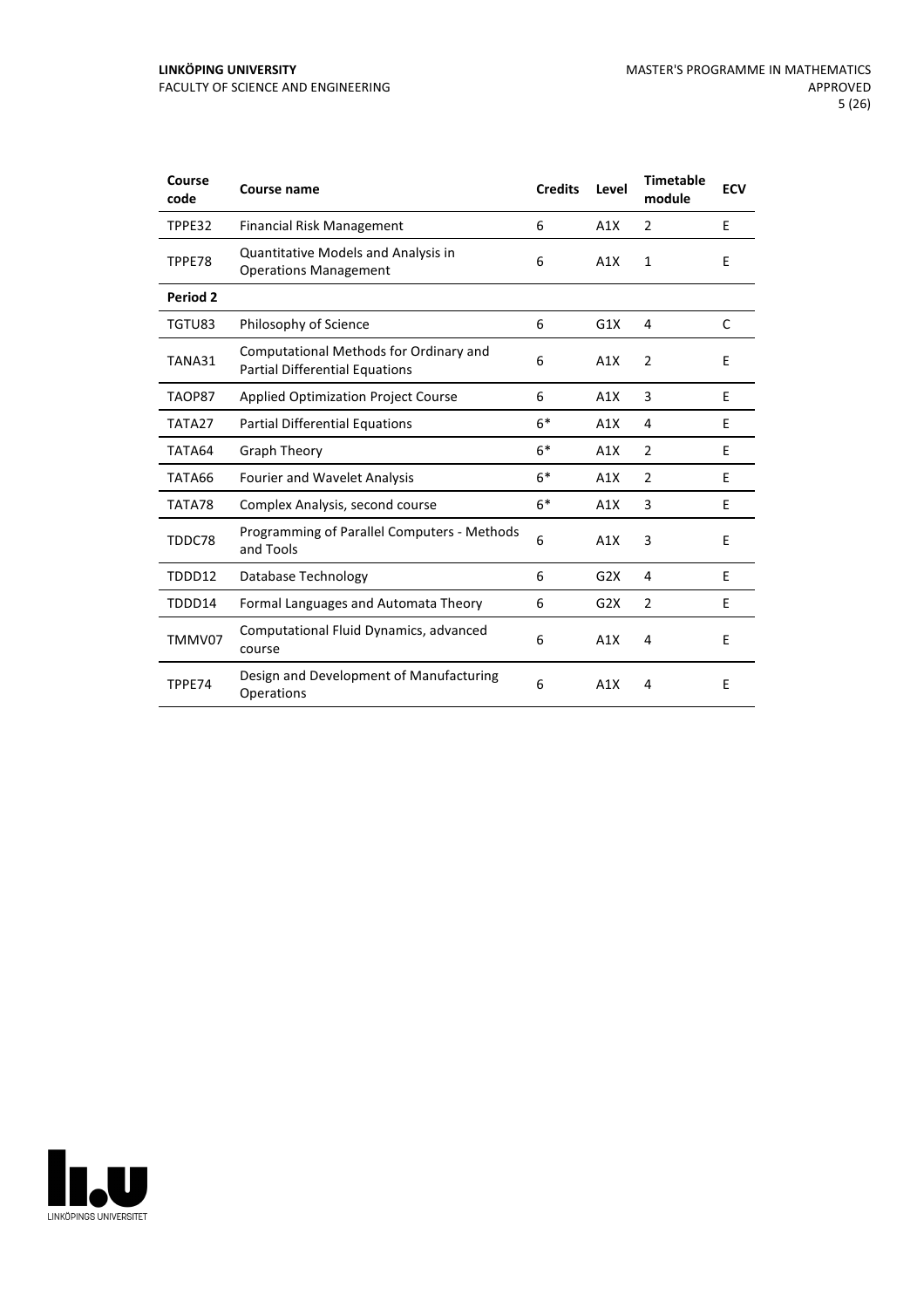| Course code | Course name | Credits | Level | Timetable module | ECV |
|---|---|---|---|---|---|
| TPPE32 | Financial Risk Management | 6 | A1X | 2 | E |
| TPPE78 | Quantitative Models and Analysis in Operations Management | 6 | A1X | 1 | E |
| **Period 2** | | | | | |
| TGTU83 | Philosophy of Science | 6 | G1X | 4 | C |
| TANA31 | Computational Methods for Ordinary and Partial Differential Equations | 6 | A1X | 2 | E |
| TAOP87 | Applied Optimization Project Course | 6 | A1X | 3 | E |
| TATA27 | Partial Differential Equations | 6* | A1X | 4 | E |
| TATA64 | Graph Theory | 6* | A1X | 2 | E |
| TATA66 | Fourier and Wavelet Analysis | 6* | A1X | 2 | E |
| TATA78 | Complex Analysis, second course | 6* | A1X | 3 | E |
| TDDC78 | Programming of Parallel Computers - Methods and Tools | 6 | A1X | 3 | E |
| TDDD12 | Database Technology | 6 | G2X | 4 | E |
| TDDD14 | Formal Languages and Automata Theory | 6 | G2X | 2 | E |
| TMMV07 | Computational Fluid Dynamics, advanced course | 6 | A1X | 4 | E |
| TPPE74 | Design and Development of Manufacturing Operations | 6 | A1X | 4 | E |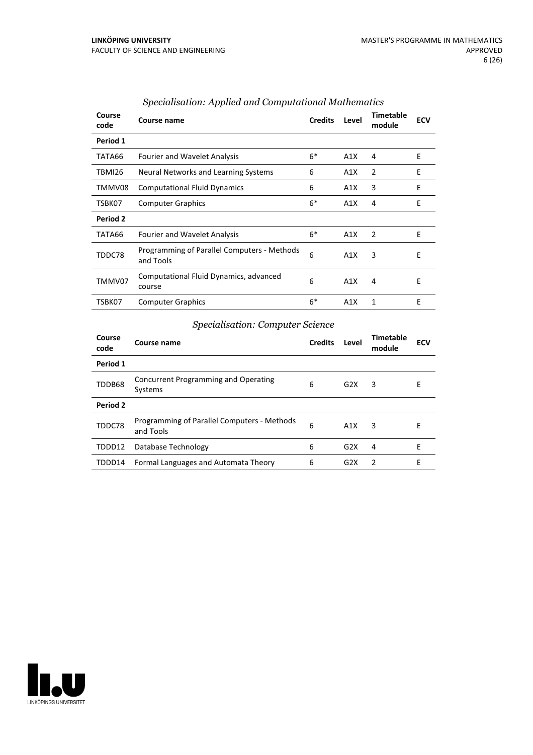*Specialisation: Applied and Computational Mathematics*

| Course code | Course name | Credits | Level | Timetable module | ECV |
|---|---|---|---|---|---|
| **Period 1** | | | | | |
| TATA66 | Fourier and Wavelet Analysis | 6* | A1X | 4 | E |
| TBMI26 | Neural Networks and Learning Systems | 6 | A1X | 2 | E |
| TMMV08 | Computational Fluid Dynamics | 6 | A1X | 3 | E |
| TSBK07 | Computer Graphics | 6* | A1X | 4 | E |
| **Period 2** | | | | | |
| TATA66 | Fourier and Wavelet Analysis | 6* | A1X | 2 | E |
| TDDC78 | Programming of Parallel Computers - Methods and Tools | 6 | A1X | 3 | E |
| TMMV07 | Computational Fluid Dynamics, advanced course | 6 | A1X | 4 | E |
| TSBK07 | Computer Graphics | 6* | A1X | 1 | E |

*Specialisation: Computer Science*

| Course code | Course name | Credits | Level | Timetable module | ECV |
|---|---|---|---|---|---|
| **Period 1** | | | | | |
| TDDB68 | Concurrent Programming and Operating Systems | 6 | G2X | 3 | E |
| **Period 2** | | | | | |
| TDDC78 | Programming of Parallel Computers - Methods and Tools | 6 | A1X | 3 | E |
| TDDD12 | Database Technology | 6 | G2X | 4 | E |
| TDDD14 | Formal Languages and Automata Theory | 6 | G2X | 2 | E |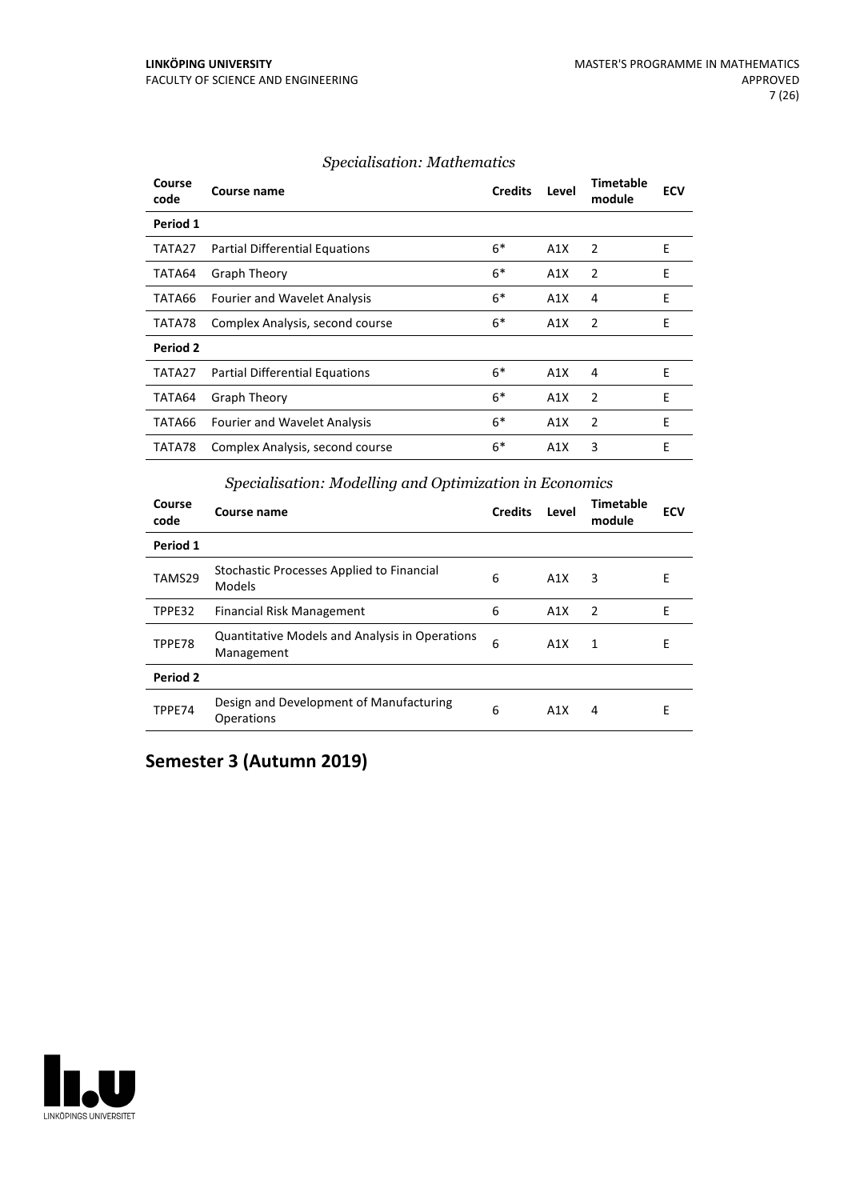*Specialisation: Mathematics*

| Course code | Course name | Credits | Level | Timetable module | ECV |
|---|---|---|---|---|---|
| **Period 1** | | | | | |
| TATA27 | Partial Differential Equations | 6* | A1X | 2 | E |
| TATA64 | Graph Theory | 6* | A1X | 2 | E |
| TATA66 | Fourier and Wavelet Analysis | 6* | A1X | 4 | E |
| TATA78 | Complex Analysis, second course | 6* | A1X | 2 | E |
| **Period 2** | | | | | |
| TATA27 | Partial Differential Equations | 6* | A1X | 4 | E |
| TATA64 | Graph Theory | 6* | A1X | 2 | E |
| TATA66 | Fourier and Wavelet Analysis | 6* | A1X | 2 | E |
| TATA78 | Complex Analysis, second course | 6* | A1X | 3 | E |

*Specialisation: Modelling and Optimization in Economics*

| Course code | Course name | Credits | Level | Timetable module | ECV |
|---|---|---|---|---|---|
| **Period 1** | | | | | |
| TAMS29 | Stochastic Processes Applied to Financial Models | 6 | A1X | 3 | E |
| TPPE32 | Financial Risk Management | 6 | A1X | 2 | E |
| TPPE78 | Quantitative Models and Analysis in Operations Management | 6 | A1X | 1 | E |
| **Period 2** | | | | | |
| TPPE74 | Design and Development of Manufacturing Operations | 6 | A1X | 4 | E |

## Semester 3 (Autumn 2019)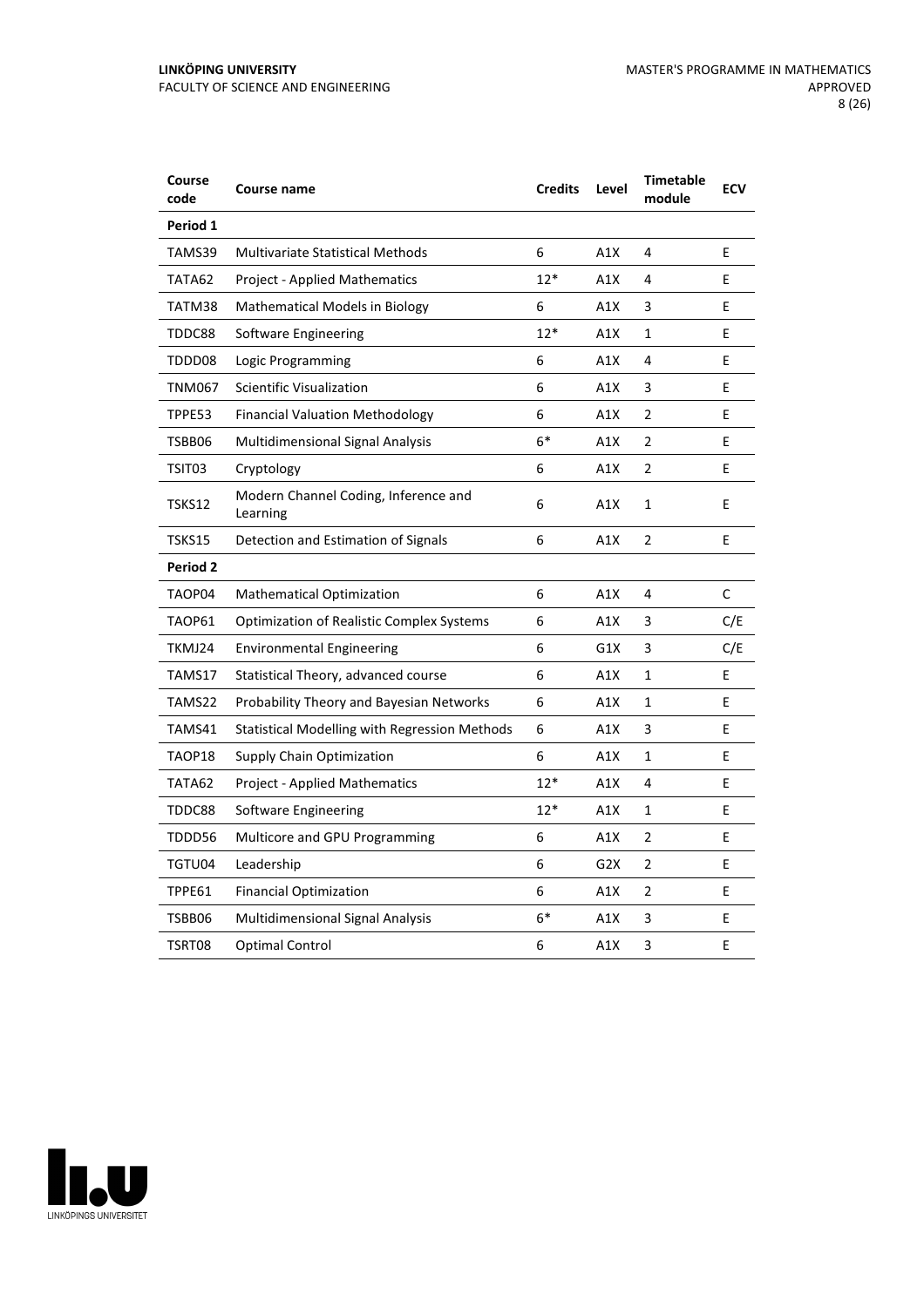| Course code | Course name | Credits | Level | Timetable module | ECV |
|---|---|---|---|---|---|
| **Period 1** | | | | | |
| TAMS39 | Multivariate Statistical Methods | 6 | A1X | 4 | E |
| TATA62 | Project - Applied Mathematics | 12* | A1X | 4 | E |
| TATM38 | Mathematical Models in Biology | 6 | A1X | 3 | E |
| TDDC88 | Software Engineering | 12* | A1X | 1 | E |
| TDDD08 | Logic Programming | 6 | A1X | 4 | E |
| TNM067 | Scientific Visualization | 6 | A1X | 3 | E |
| TPPE53 | Financial Valuation Methodology | 6 | A1X | 2 | E |
| TSBB06 | Multidimensional Signal Analysis | 6* | A1X | 2 | E |
| TSIT03 | Cryptology | 6 | A1X | 2 | E |
| TSKS12 | Modern Channel Coding, Inference and Learning | 6 | A1X | 1 | E |
| TSKS15 | Detection and Estimation of Signals | 6 | A1X | 2 | E |
| **Period 2** | | | | | |
| TAOP04 | Mathematical Optimization | 6 | A1X | 4 | C |
| TAOP61 | Optimization of Realistic Complex Systems | 6 | A1X | 3 | C/E |
| TKMJ24 | Environmental Engineering | 6 | G1X | 3 | C/E |
| TAMS17 | Statistical Theory, advanced course | 6 | A1X | 1 | E |
| TAMS22 | Probability Theory and Bayesian Networks | 6 | A1X | 1 | E |
| TAMS41 | Statistical Modelling with Regression Methods | 6 | A1X | 3 | E |
| TAOP18 | Supply Chain Optimization | 6 | A1X | 1 | E |
| TATA62 | Project - Applied Mathematics | 12* | A1X | 4 | E |
| TDDC88 | Software Engineering | 12* | A1X | 1 | E |
| TDDD56 | Multicore and GPU Programming | 6 | A1X | 2 | E |
| TGTU04 | Leadership | 6 | G2X | 2 | E |
| TPPE61 | Financial Optimization | 6 | A1X | 2 | E |
| TSBB06 | Multidimensional Signal Analysis | 6* | A1X | 3 | E |
| TSRT08 | Optimal Control | 6 | A1X | 3 | E |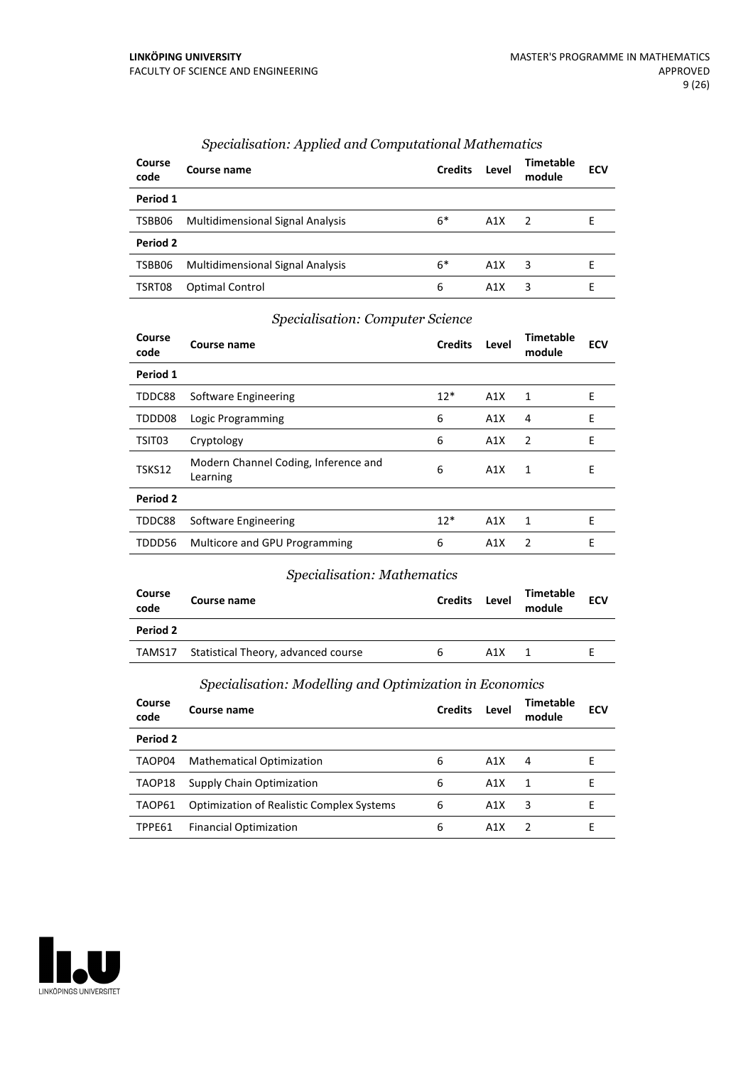*Specialisation: Applied and Computational Mathematics*

| Course code | Course name | Credits | Level | Timetable module | ECV |
|---|---|---|---|---|---|
| **Period 1** | | | | | |
| TSBB06 | Multidimensional Signal Analysis | 6* | A1X | 2 | E |
| **Period 2** | | | | | |
| TSBB06 | Multidimensional Signal Analysis | 6* | A1X | 3 | E |
| TSRT08 | Optimal Control | 6 | A1X | 3 | E |

*Specialisation: Computer Science*

| Course code | Course name | Credits | Level | Timetable module | ECV |
|---|---|---|---|---|---|
| **Period 1** | | | | | |
| TDDC88 | Software Engineering | 12* | A1X | 1 | E |
| TDDD08 | Logic Programming | 6 | A1X | 4 | E |
| TSIT03 | Cryptology | 6 | A1X | 2 | E |
| TSKS12 | Modern Channel Coding, Inference and Learning | 6 | A1X | 1 | E |
| **Period 2** | | | | | |
| TDDC88 | Software Engineering | 12* | A1X | 1 | E |
| TDDD56 | Multicore and GPU Programming | 6 | A1X | 2 | E |

*Specialisation: Mathematics*

| Course code | Course name | Credits | Level | Timetable module | ECV |
|---|---|---|---|---|---|
| **Period 2** | | | | | |
| TAMS17 | Statistical Theory, advanced course | 6 | A1X | 1 | E |

*Specialisation: Modelling and Optimization in Economics*

| Course code | Course name | Credits | Level | Timetable module | ECV |
|---|---|---|---|---|---|
| **Period 2** | | | | | |
| TAOP04 | Mathematical Optimization | 6 | A1X | 4 | E |
| TAOP18 | Supply Chain Optimization | 6 | A1X | 1 | E |
| TAOP61 | Optimization of Realistic Complex Systems | 6 | A1X | 3 | E |
| TPPE61 | Financial Optimization | 6 | A1X | 2 | E |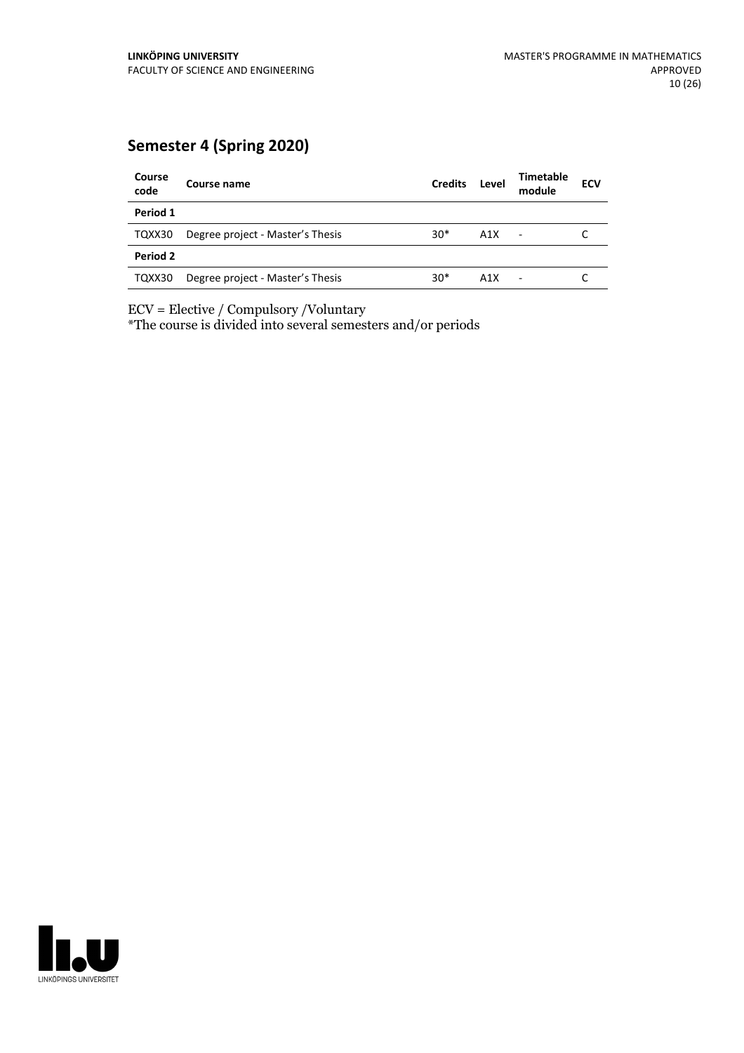## Semester 4 (Spring 2020)

| Course code | Course name | Credits | Level | Timetable module | ECV |
|---|---|---|---|---|---|
| **Period 1** | | | | | |
| TQXX30 | Degree project - Master's Thesis | 30* | A1X | - | C |
| **Period 2** | | | | | |
| TQXX30 | Degree project - Master's Thesis | 30* | A1X | - | C |

ECV = Elective / Compulsory /Voluntary

*The course is divided into several semesters and/or periods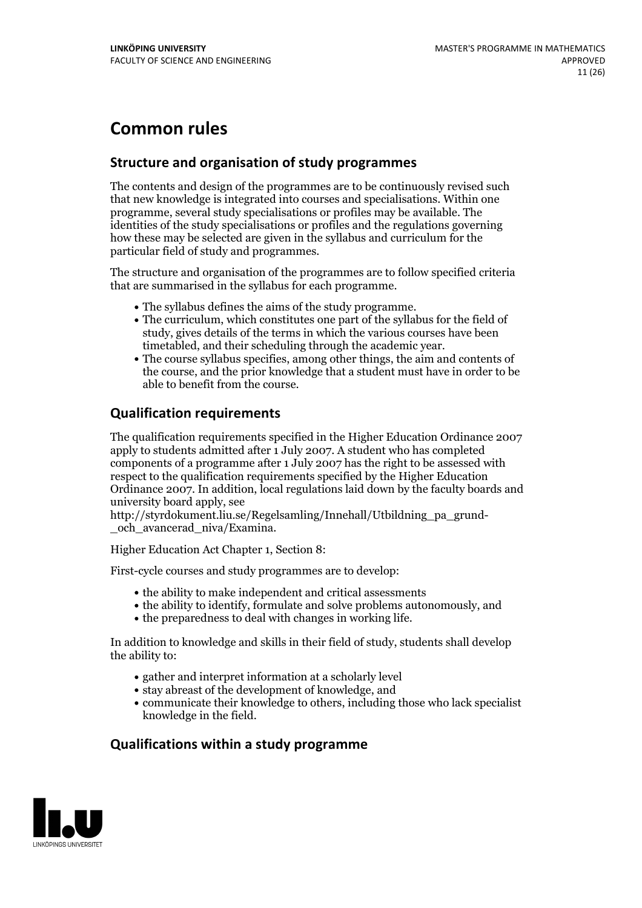# Common rules

## Structure and organisation of study programmes

The contents and design of the programmes are to be continuously revised such that new knowledge is integrated into courses and specialisations. Within one programme, several study specialisations or profiles may be available. The identities of the study specialisations or profiles and the regulations governing how these may be selected are given in the syllabus and curriculum for the particular field of study and programmes.

The structure and organisation of the programmes are to follow specified criteria that are summarised in the syllabus for each programme.

- The syllabus defines the aims of the study programme.
- The curriculum, which constitutes one part of the syllabus for the field of study, gives details of the terms in which the various courses have been timetabled, and their scheduling through the academic year.
- The course syllabus specifies, among other things, the aim and contents of the course, and the prior knowledge that a student must have in order to be able to benefit from the course.

## Qualification requirements

The qualification requirements specified in the Higher Education Ordinance 2007 apply to students admitted after 1 July 2007. A student who has completed components of a programme after 1 July 2007 has the right to be assessed with respect to the qualification requirements specified by the Higher Education Ordinance 2007. In addition, local regulations laid down by the faculty boards and university board apply, see http://styrdokument.liu.se/Regelsamling/Innehall/Utbildning_pa_grund-_och_avancerad_niva/Examina.

Higher Education Act Chapter 1, Section 8:

First-cycle courses and study programmes are to develop:

- the ability to make independent and critical assessments
- the ability to identify, formulate and solve problems autonomously, and
- the preparedness to deal with changes in working life.

In addition to knowledge and skills in their field of study, students shall develop the ability to:

- gather and interpret information at a scholarly level
- stay abreast of the development of knowledge, and
- communicate their knowledge to others, including those who lack specialist knowledge in the field.

## Qualifications within a study programme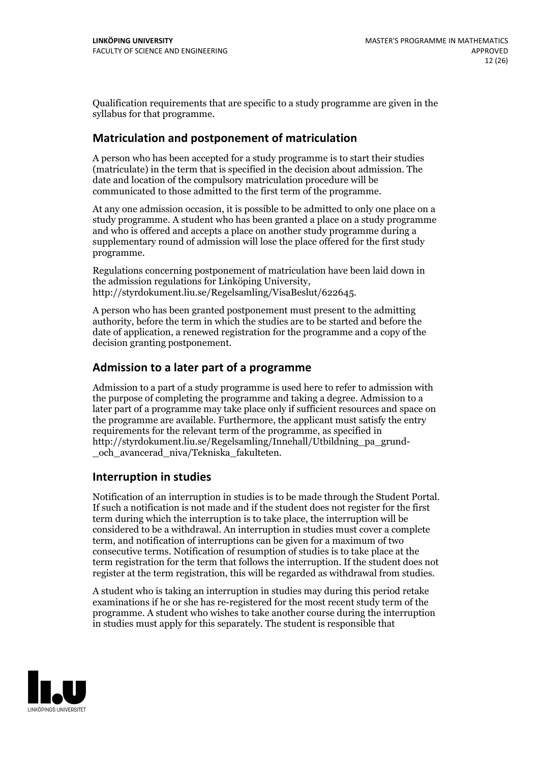Qualification requirements that are specific to a study programme are given in the syllabus for that programme.

## Matriculation and postponement of matriculation

A person who has been accepted for a study programme is to start their studies (matriculate) in the term that is specified in the decision about admission. The date and location of the compulsory matriculation procedure will be communicated to those admitted to the first term of the programme.

At any one admission occasion, it is possible to be admitted to only one place on a study programme. A student who has been granted a place on a study programme and who is offered and accepts a place on another study programme during a supplementary round of admission will lose the place offered for the first study programme.

Regulations concerning postponement of matriculation have been laid down in the admission regulations for Linköping University, http://styrdokument.liu.se/Regelsamling/VisaBeslut/622645.

A person who has been granted postponement must present to the admitting authority, before the term in which the studies are to be started and before the date of application, a renewed registration for the programme and a copy of the decision granting postponement.

## Admission to a later part of a programme

Admission to a part of a study programme is used here to refer to admission with the purpose of completing the programme and taking a degree. Admission to a later part of a programme may take place only if sufficient resources and space on the programme are available. Furthermore, the applicant must satisfy the entry requirements for the relevant term of the programme, as specified in http://styrdokument.liu.se/Regelsamling/Innehall/Utbildning_pa_grund-_och_avancerad_niva/Tekniska_fakulteten.

## Interruption in studies

Notification of an interruption in studies is to be made through the Student Portal. If such a notification is not made and if the student does not register for the first term during which the interruption is to take place, the interruption will be considered to be a withdrawal. An interruption in studies must cover a complete term, and notification of interruptions can be given for a maximum of two consecutive terms. Notification of resumption of studies is to take place at the term registration for the term that follows the interruption. If the student does not register at the term registration, this will be regarded as withdrawal from studies.

A student who is taking an interruption in studies may during this period retake examinations if he or she has re-registered for the most recent study term of the programme. A student who wishes to take another course during the interruption in studies must apply for this separately. The student is responsible that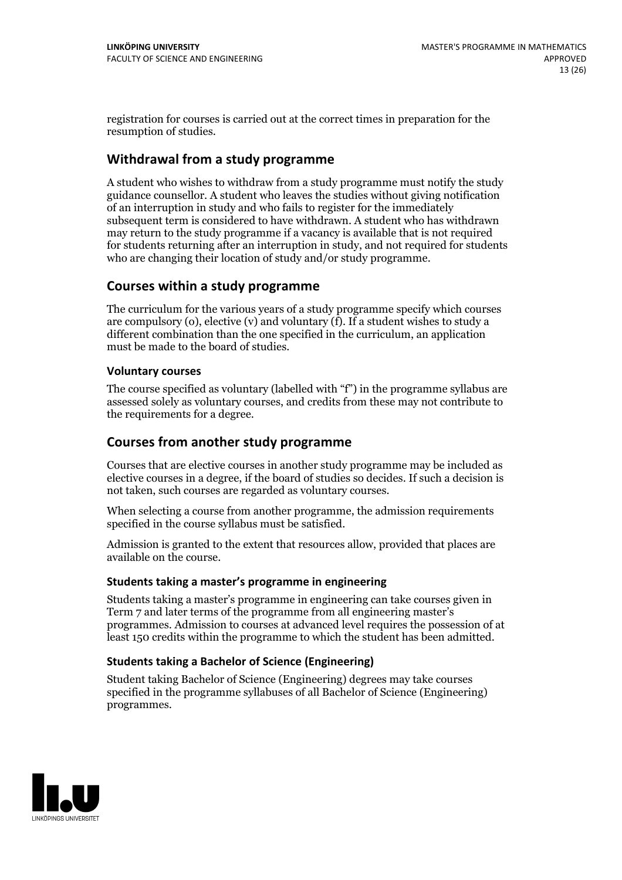registration for courses is carried out at the correct times in preparation for the resumption of studies.

## Withdrawal from a study programme

A student who wishes to withdraw from a study programme must notify the study guidance counsellor. A student who leaves the studies without giving notification of an interruption in study and who fails to register for the immediately subsequent term is considered to have withdrawn. A student who has withdrawn may return to the study programme if a vacancy is available that is not required for students returning after an interruption in study, and not required for students who are changing their location of study and/or study programme.

## Courses within a study programme

The curriculum for the various years of a study programme specify which courses are compulsory (o), elective (v) and voluntary (f). If a student wishes to study a different combination than the one specified in the curriculum, an application must be made to the board of studies.

### Voluntary courses

The course specified as voluntary (labelled with "f") in the programme syllabus are assessed solely as voluntary courses, and credits from these may not contribute to the requirements for a degree.

## Courses from another study programme

Courses that are elective courses in another study programme may be included as elective courses in a degree, if the board of studies so decides. If such a decision is not taken, such courses are regarded as voluntary courses.

When selecting a course from another programme, the admission requirements specified in the course syllabus must be satisfied.

Admission is granted to the extent that resources allow, provided that places are available on the course.

### Students taking a master's programme in engineering

Students taking a master's programme in engineering can take courses given in Term 7 and later terms of the programme from all engineering master's programmes. Admission to courses at advanced level requires the possession of at least 150 credits within the programme to which the student has been admitted.

### Students taking a Bachelor of Science (Engineering)

Student taking Bachelor of Science (Engineering) degrees may take courses specified in the programme syllabuses of all Bachelor of Science (Engineering) programmes.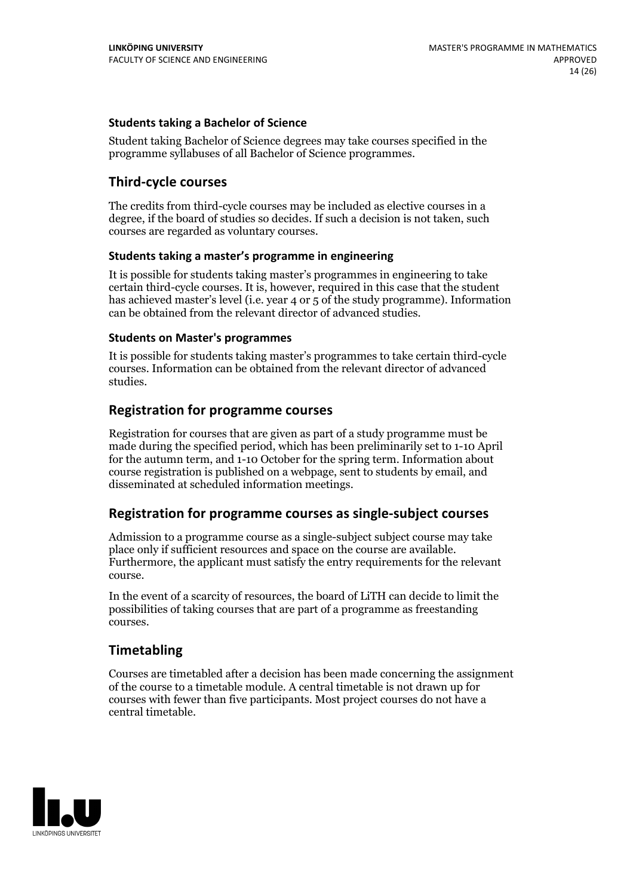#### Students taking a Bachelor of Science

Student taking Bachelor of Science degrees may take courses specified in the programme syllabuses of all Bachelor of Science programmes.

### Third-cycle courses

The credits from third-cycle courses may be included as elective courses in a degree, if the board of studies so decides. If such a decision is not taken, such courses are regarded as voluntary courses.

#### Students taking a master's programme in engineering

It is possible for students taking master's programmes in engineering to take certain third-cycle courses. It is, however, required in this case that the student has achieved master's level (i.e. year 4 or 5 of the study programme). Information can be obtained from the relevant director of advanced studies.

#### Students on Master's programmes

It is possible for students taking master's programmes to take certain third-cycle courses. Information can be obtained from the relevant director of advanced studies.

### Registration for programme courses

Registration for courses that are given as part of a study programme must be made during the specified period, which has been preliminarily set to 1-10 April for the autumn term, and 1-10 October for the spring term. Information about course registration is published on a webpage, sent to students by email, and disseminated at scheduled information meetings.

### Registration for programme courses as single-subject courses

Admission to a programme course as a single-subject subject course may take place only if sufficient resources and space on the course are available. Furthermore, the applicant must satisfy the entry requirements for the relevant course.

In the event of a scarcity of resources, the board of LiTH can decide to limit the possibilities of taking courses that are part of a programme as freestanding courses.

### Timetabling

Courses are timetabled after a decision has been made concerning the assignment of the course to a timetable module. A central timetable is not drawn up for courses with fewer than five participants. Most project courses do not have a central timetable.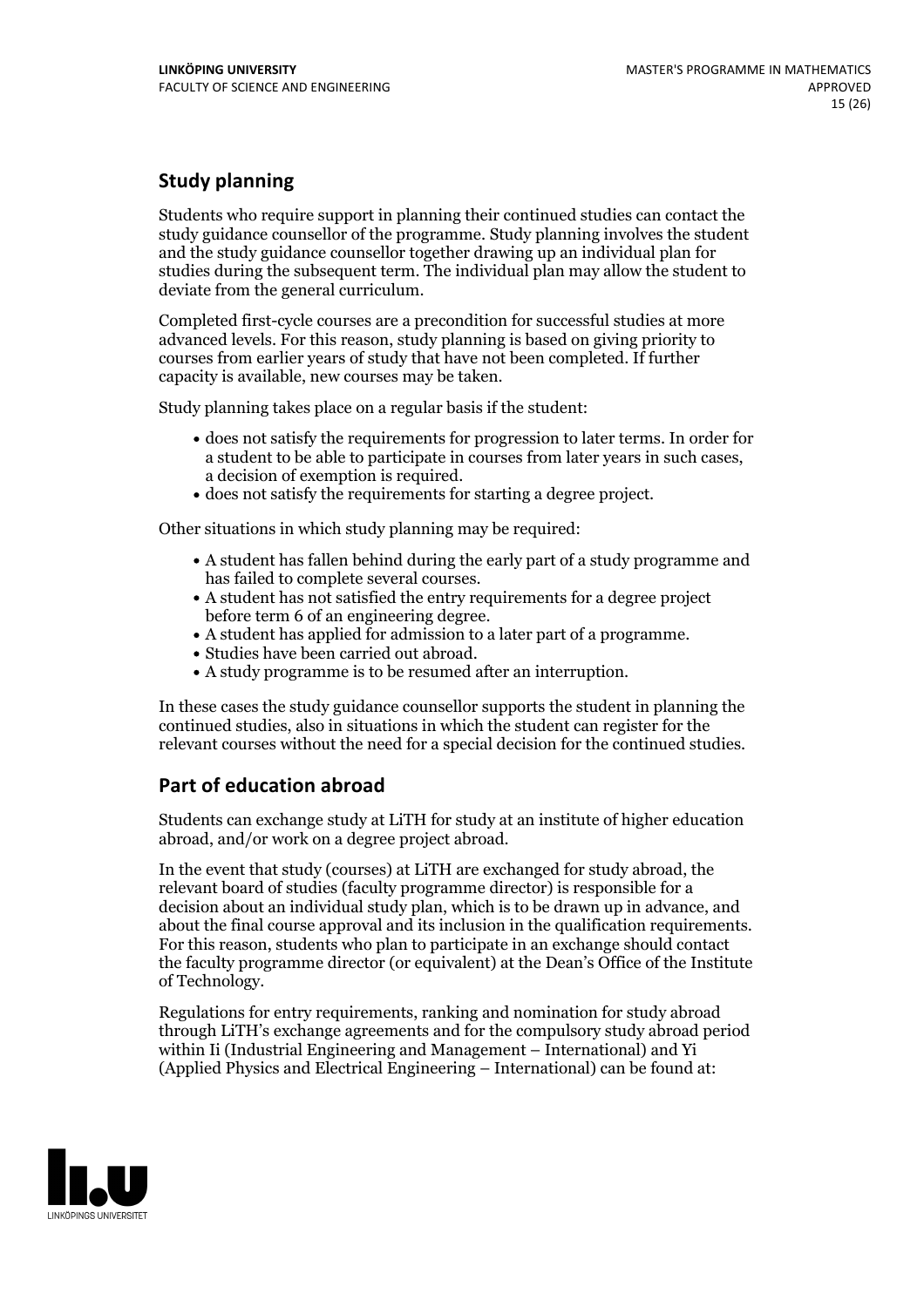## Study planning

Students who require support in planning their continued studies can contact the study guidance counsellor of the programme. Study planning involves the student and the study guidance counsellor together drawing up an individual plan for studies during the subsequent term. The individual plan may allow the student to deviate from the general curriculum.

Completed first-cycle courses are a precondition for successful studies at more advanced levels. For this reason, study planning is based on giving priority to courses from earlier years of study that have not been completed. If further capacity is available, new courses may be taken.

Study planning takes place on a regular basis if the student:

- does not satisfy the requirements for progression to later terms. In order for a student to be able to participate in courses from later years in such cases, a decision of exemption is required.
- does not satisfy the requirements for starting a degree project.

Other situations in which study planning may be required:

- A student has fallen behind during the early part of a study programme and has failed to complete several courses.
- A student has not satisfied the entry requirements for a degree project before term 6 of an engineering degree.
- A student has applied for admission to a later part of a programme.
- Studies have been carried out abroad.
- A study programme is to be resumed after an interruption.

In these cases the study guidance counsellor supports the student in planning the continued studies, also in situations in which the student can register for the relevant courses without the need for a special decision for the continued studies.

## Part of education abroad

Students can exchange study at LiTH for study at an institute of higher education abroad, and/or work on a degree project abroad.

In the event that study (courses) at LiTH are exchanged for study abroad, the relevant board of studies (faculty programme director) is responsible for a decision about an individual study plan, which is to be drawn up in advance, and about the final course approval and its inclusion in the qualification requirements. For this reason, students who plan to participate in an exchange should contact the faculty programme director (or equivalent) at the Dean's Office of the Institute of Technology.

Regulations for entry requirements, ranking and nomination for study abroad through LiTH's exchange agreements and for the compulsory study abroad period within Ii (Industrial Engineering and Management – International) and Yi (Applied Physics and Electrical Engineering – International) can be found at: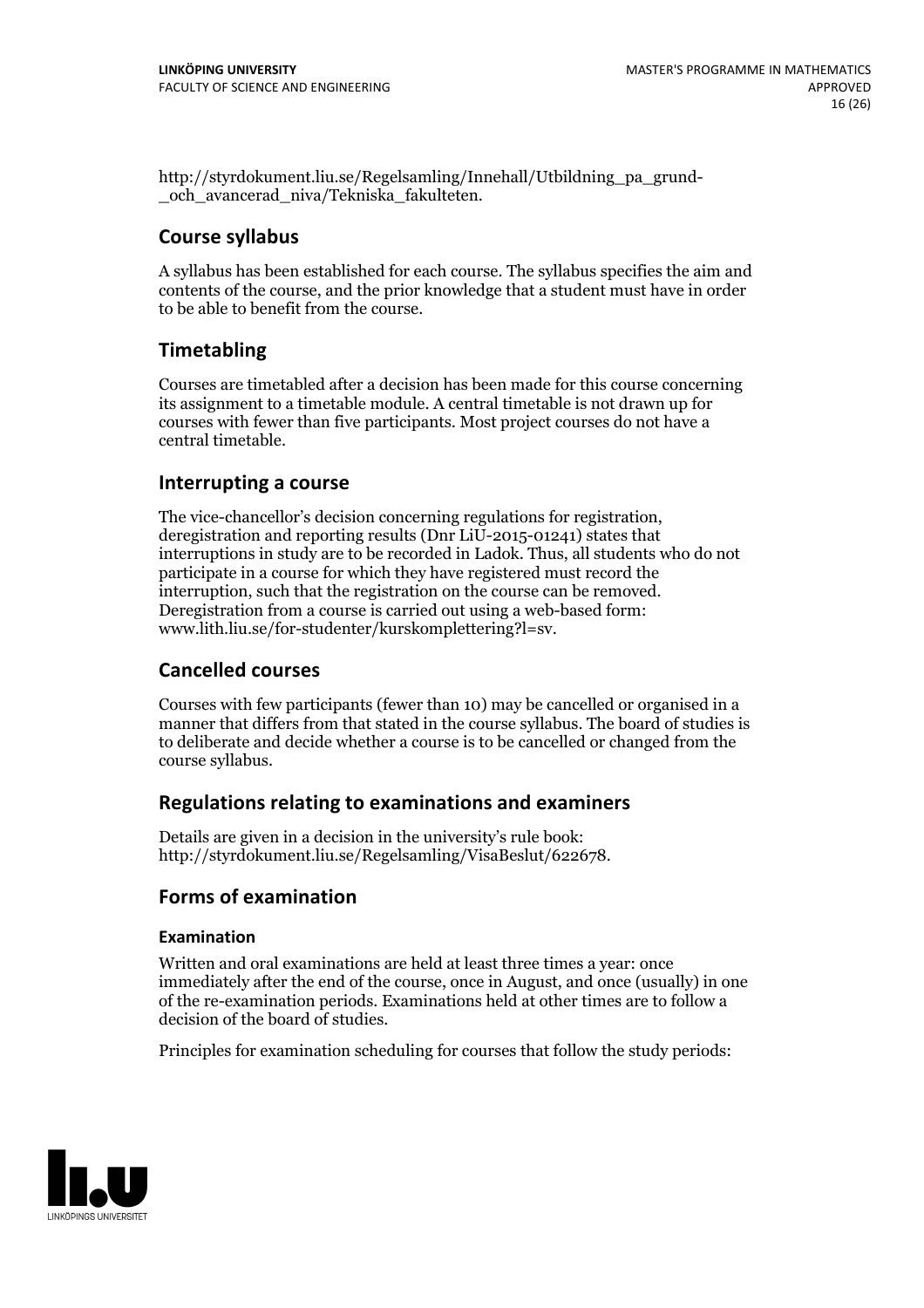http://styrdokument.liu.se/Regelsamling/Innehall/Utbildning_pa_grund-_och_avancerad_niva/Tekniska_fakulteten.

## Course syllabus

A syllabus has been established for each course. The syllabus specifies the aim and contents of the course, and the prior knowledge that a student must have in order to be able to benefit from the course.

## Timetabling

Courses are timetabled after a decision has been made for this course concerning its assignment to a timetable module. A central timetable is not drawn up for courses with fewer than five participants. Most project courses do not have a central timetable.

## Interrupting a course

The vice-chancellor's decision concerning regulations for registration, deregistration and reporting results (Dnr LiU-2015-01241) states that interruptions in study are to be recorded in Ladok. Thus, all students who do not participate in a course for which they have registered must record the interruption, such that the registration on the course can be removed. Deregistration from a course is carried out using a web-based form: www.lith.liu.se/for-studenter/kurskomplettering?l=sv.

## Cancelled courses

Courses with few participants (fewer than 10) may be cancelled or organised in a manner that differs from that stated in the course syllabus. The board of studies is to deliberate and decide whether a course is to be cancelled or changed from the course syllabus.

## Regulations relating to examinations and examiners

Details are given in a decision in the university's rule book: http://styrdokument.liu.se/Regelsamling/VisaBeslut/622678.

## Forms of examination

### Examination

Written and oral examinations are held at least three times a year: once immediately after the end of the course, once in August, and once (usually) in one of the re-examination periods. Examinations held at other times are to follow a decision of the board of studies.

Principles for examination scheduling for courses that follow the study periods: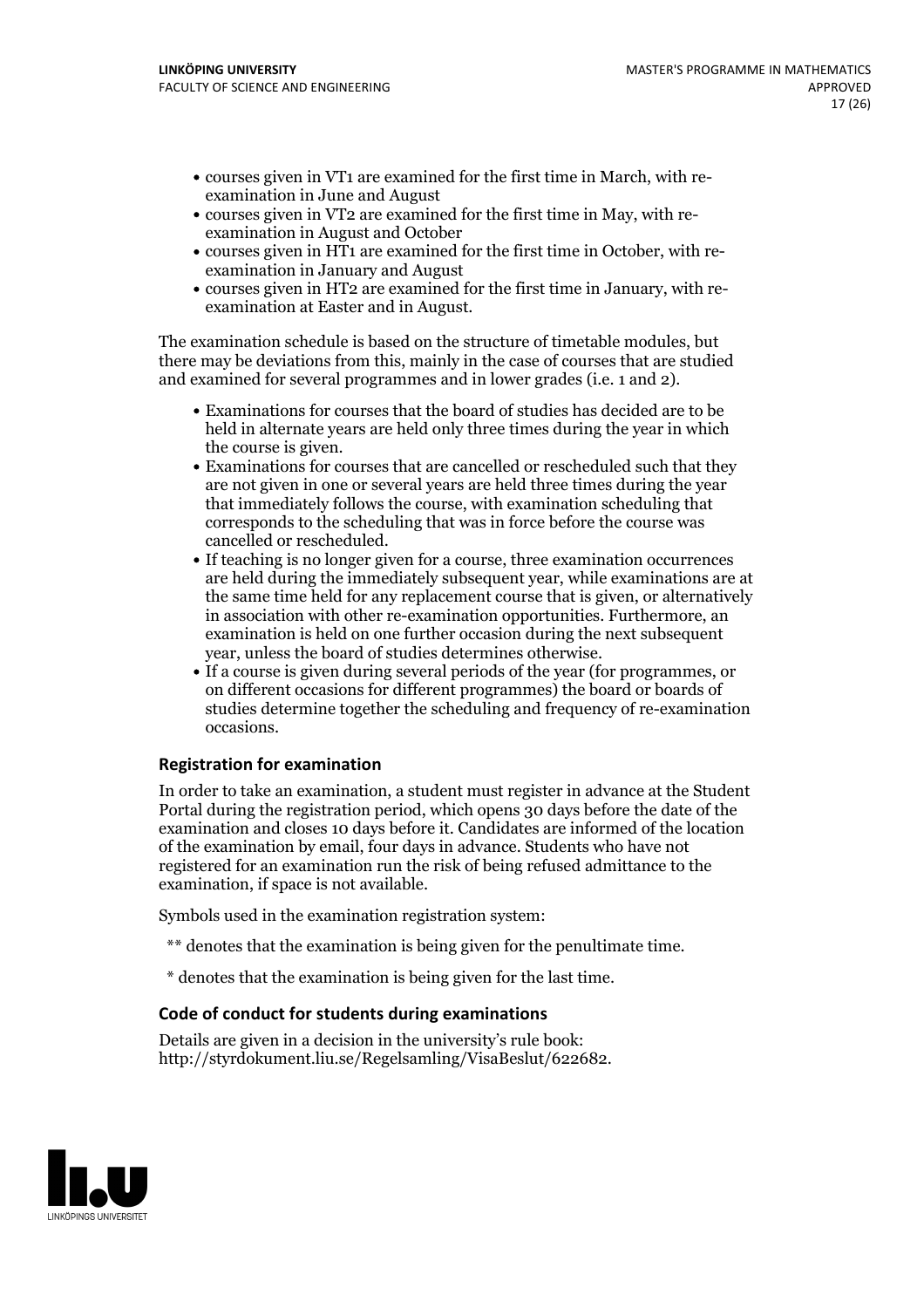- courses given in VT1 are examined for the first time in March, with re-examination in June and August
- courses given in VT2 are examined for the first time in May, with re-examination in August and October
- courses given in HT1 are examined for the first time in October, with re-examination in January and August
- courses given in HT2 are examined for the first time in January, with re-examination at Easter and in August.

The examination schedule is based on the structure of timetable modules, but there may be deviations from this, mainly in the case of courses that are studied and examined for several programmes and in lower grades (i.e. 1 and 2).

- Examinations for courses that the board of studies has decided are to be held in alternate years are held only three times during the year in which the course is given.
- Examinations for courses that are cancelled or rescheduled such that they are not given in one or several years are held three times during the year that immediately follows the course, with examination scheduling that corresponds to the scheduling that was in force before the course was cancelled or rescheduled.
- If teaching is no longer given for a course, three examination occurrences are held during the immediately subsequent year, while examinations are at the same time held for any replacement course that is given, or alternatively in association with other re-examination opportunities. Furthermore, an examination is held on one further occasion during the next subsequent year, unless the board of studies determines otherwise.
- If a course is given during several periods of the year (for programmes, or on different occasions for different programmes) the board or boards of studies determine together the scheduling and frequency of re-examination occasions.

### Registration for examination

In order to take an examination, a student must register in advance at the Student Portal during the registration period, which opens 30 days before the date of the examination and closes 10 days before it. Candidates are informed of the location of the examination by email, four days in advance. Students who have not registered for an examination run the risk of being refused admittance to the examination, if space is not available.

Symbols used in the examination registration system:

** denotes that the examination is being given for the penultimate time.

* denotes that the examination is being given for the last time.

### Code of conduct for students during examinations

Details are given in a decision in the university's rule book: http://styrdokument.liu.se/Regelsamling/VisaBeslut/622682.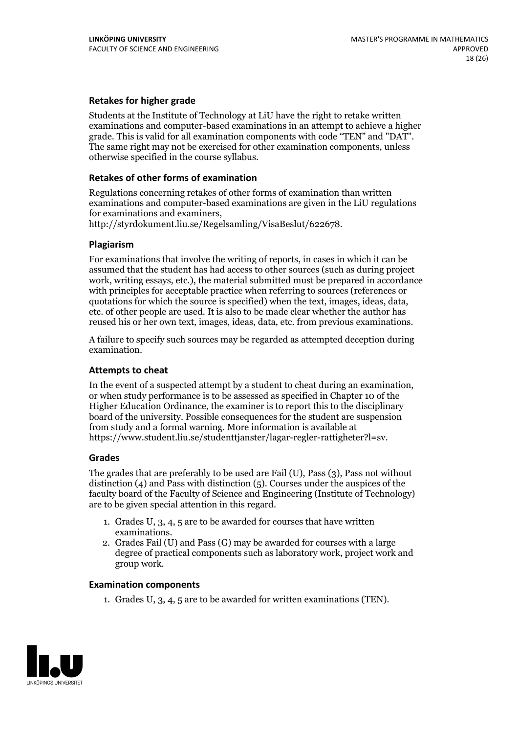### Retakes for higher grade

Students at the Institute of Technology at LiU have the right to retake written examinations and computer-based examinations in an attempt to achieve a higher grade. This is valid for all examination components with code "TEN" and "DAT". The same right may not be exercised for other examination components, unless otherwise specified in the course syllabus.

### Retakes of other forms of examination

Regulations concerning retakes of other forms of examination than written examinations and computer-based examinations are given in the LiU regulations for examinations and examiners, http://styrdokument.liu.se/Regelsamling/VisaBeslut/622678.

### Plagiarism

For examinations that involve the writing of reports, in cases in which it can be assumed that the student has had access to other sources (such as during project work, writing essays, etc.), the material submitted must be prepared in accordance with principles for acceptable practice when referring to sources (references or quotations for which the source is specified) when the text, images, ideas, data, etc. of other people are used. It is also to be made clear whether the author has reused his or her own text, images, ideas, data, etc. from previous examinations.

A failure to specify such sources may be regarded as attempted deception during examination.

### Attempts to cheat

In the event of a suspected attempt by a student to cheat during an examination, or when study performance is to be assessed as specified in Chapter 10 of the Higher Education Ordinance, the examiner is to report this to the disciplinary board of the university. Possible consequences for the student are suspension from study and a formal warning. More information is available at https://www.student.liu.se/studenttjanster/lagar-regler-rattigheter?l=sv.

### Grades

The grades that are preferably to be used are Fail (U), Pass (3), Pass not without distinction (4) and Pass with distinction (5). Courses under the auspices of the faculty board of the Faculty of Science and Engineering (Institute of Technology) are to be given special attention in this regard.

1. Grades U, 3, 4, 5 are to be awarded for courses that have written examinations.
2. Grades Fail (U) and Pass (G) may be awarded for courses with a large degree of practical components such as laboratory work, project work and group work.

### Examination components

1. Grades U, 3, 4, 5 are to be awarded for written examinations (TEN).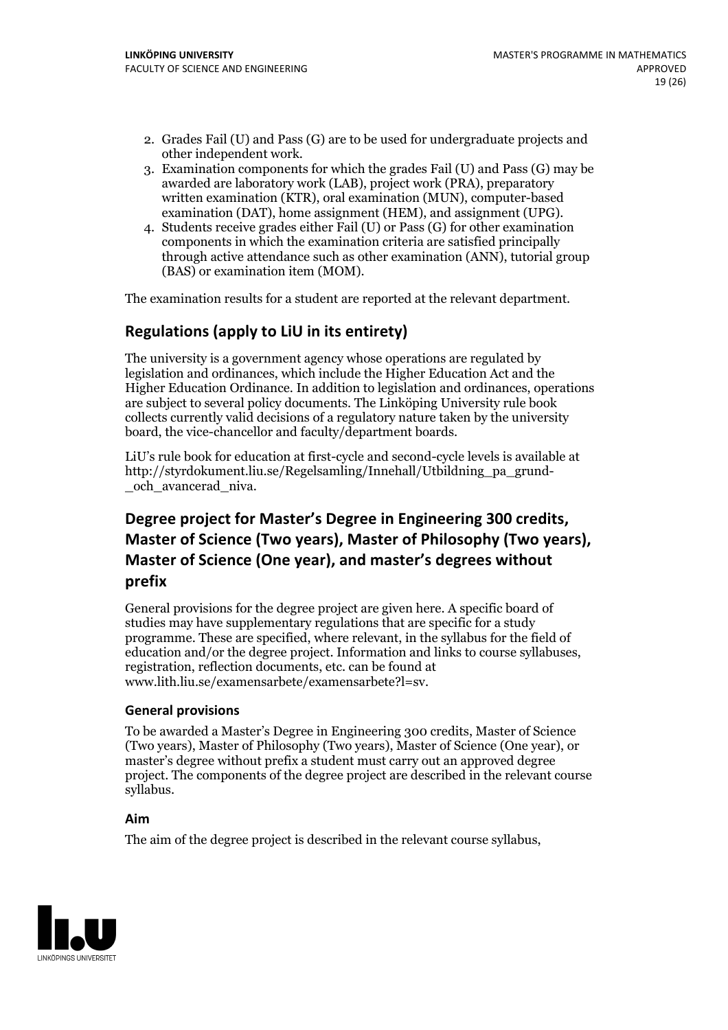2. Grades Fail (U) and Pass (G) are to be used for undergraduate projects and other independent work.
3. Examination components for which the grades Fail (U) and Pass (G) may be awarded are laboratory work (LAB), project work (PRA), preparatory written examination (KTR), oral examination (MUN), computer-based examination (DAT), home assignment (HEM), and assignment (UPG).
4. Students receive grades either Fail (U) or Pass (G) for other examination components in which the examination criteria are satisfied principally through active attendance such as other examination (ANN), tutorial group (BAS) or examination item (MOM).

The examination results for a student are reported at the relevant department.

## Regulations (apply to LiU in its entirety)

The university is a government agency whose operations are regulated by legislation and ordinances, which include the Higher Education Act and the Higher Education Ordinance. In addition to legislation and ordinances, operations are subject to several policy documents. The Linköping University rule book collects currently valid decisions of a regulatory nature taken by the university board, the vice-chancellor and faculty/department boards.

LiU's rule book for education at first-cycle and second-cycle levels is available at http://styrdokument.liu.se/Regelsamling/Innehall/Utbildning_pa_grund-_och_avancerad_niva.

## Degree project for Master's Degree in Engineering 300 credits, Master of Science (Two years), Master of Philosophy (Two years), Master of Science (One year), and master's degrees without prefix

General provisions for the degree project are given here. A specific board of studies may have supplementary regulations that are specific for a study programme. These are specified, where relevant, in the syllabus for the field of education and/or the degree project. Information and links to course syllabuses, registration, reflection documents, etc. can be found at www.lith.liu.se/examensarbete/examensarbete?l=sv.

### General provisions

To be awarded a Master's Degree in Engineering 300 credits, Master of Science (Two years), Master of Philosophy (Two years), Master of Science (One year), or master's degree without prefix a student must carry out an approved degree project. The components of the degree project are described in the relevant course syllabus.

### Aim

The aim of the degree project is described in the relevant course syllabus,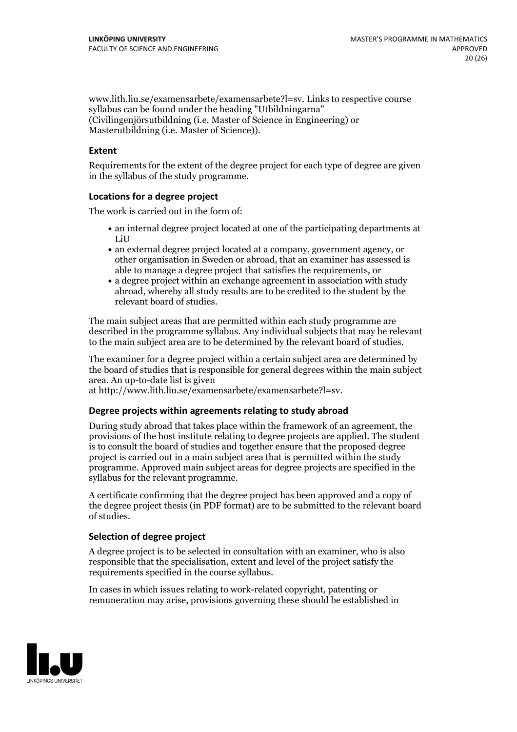www.lith.liu.se/examensarbete/examensarbete?l=sv. Links to respective course syllabus can be found under the heading "Utbildningarna" (Civilingenjörsutbildning (i.e. Master of Science in Engineering) or Masterutbildning (i.e. Master of Science)).

### Extent

Requirements for the extent of the degree project for each type of degree are given in the syllabus of the study programme.

### Locations for a degree project

The work is carried out in the form of:

- an internal degree project located at one of the participating departments at LiU
- an external degree project located at a company, government agency, or other organisation in Sweden or abroad, that an examiner has assessed is able to manage a degree project that satisfies the requirements, or
- a degree project within an exchange agreement in association with study abroad, whereby all study results are to be credited to the student by the relevant board of studies.

The main subject areas that are permitted within each study programme are described in the programme syllabus. Any individual subjects that may be relevant to the main subject area are to be determined by the relevant board of studies.

The examiner for a degree project within a certain subject area are determined by the board of studies that is responsible for general degrees within the main subject area. An up-to-date list is given at http://www.lith.liu.se/examensarbete/examensarbete?l=sv.

### Degree projects within agreements relating to study abroad

During study abroad that takes place within the framework of an agreement, the provisions of the host institute relating to degree projects are applied. The student is to consult the board of studies and together ensure that the proposed degree project is carried out in a main subject area that is permitted within the study programme. Approved main subject areas for degree projects are specified in the syllabus for the relevant programme.

A certificate confirming that the degree project has been approved and a copy of the degree project thesis (in PDF format) are to be submitted to the relevant board of studies.

### Selection of degree project

A degree project is to be selected in consultation with an examiner, who is also responsible that the specialisation, extent and level of the project satisfy the requirements specified in the course syllabus.

In cases in which issues relating to work-related copyright, patenting or remuneration may arise, provisions governing these should be established in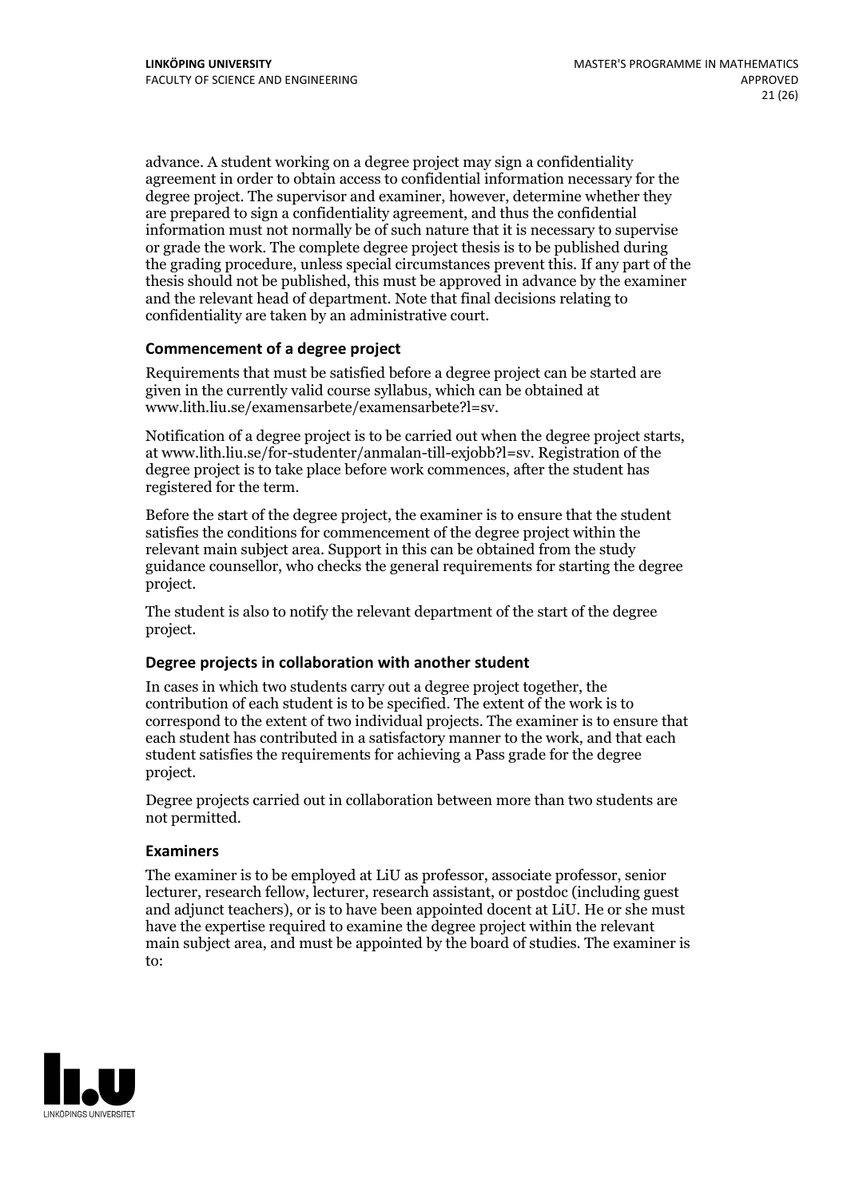advance. A student working on a degree project may sign a confidentiality agreement in order to obtain access to confidential information necessary for the degree project. The supervisor and examiner, however, determine whether they are prepared to sign a confidentiality agreement, and thus the confidential information must not normally be of such nature that it is necessary to supervise or grade the work. The complete degree project thesis is to be published during the grading procedure, unless special circumstances prevent this. If any part of the thesis should not be published, this must be approved in advance by the examiner and the relevant head of department. Note that final decisions relating to confidentiality are taken by an administrative court.

### Commencement of a degree project

Requirements that must be satisfied before a degree project can be started are given in the currently valid course syllabus, which can be obtained at www.lith.liu.se/examensarbete/examensarbete?l=sv.

Notification of a degree project is to be carried out when the degree project starts, at www.lith.liu.se/for-studenter/anmalan-till-exjobb?l=sv. Registration of the degree project is to take place before work commences, after the student has registered for the term.

Before the start of the degree project, the examiner is to ensure that the student satisfies the conditions for commencement of the degree project within the relevant main subject area. Support in this can be obtained from the study guidance counsellor, who checks the general requirements for starting the degree project.

The student is also to notify the relevant department of the start of the degree project.

### Degree projects in collaboration with another student

In cases in which two students carry out a degree project together, the contribution of each student is to be specified. The extent of the work is to correspond to the extent of two individual projects. The examiner is to ensure that each student has contributed in a satisfactory manner to the work, and that each student satisfies the requirements for achieving a Pass grade for the degree project.

Degree projects carried out in collaboration between more than two students are not permitted.

### Examiners

The examiner is to be employed at LiU as professor, associate professor, senior lecturer, research fellow, lecturer, research assistant, or postdoc (including guest and adjunct teachers), or is to have been appointed docent at LiU. He or she must have the expertise required to examine the degree project within the relevant main subject area, and must be appointed by the board of studies. The examiner is to: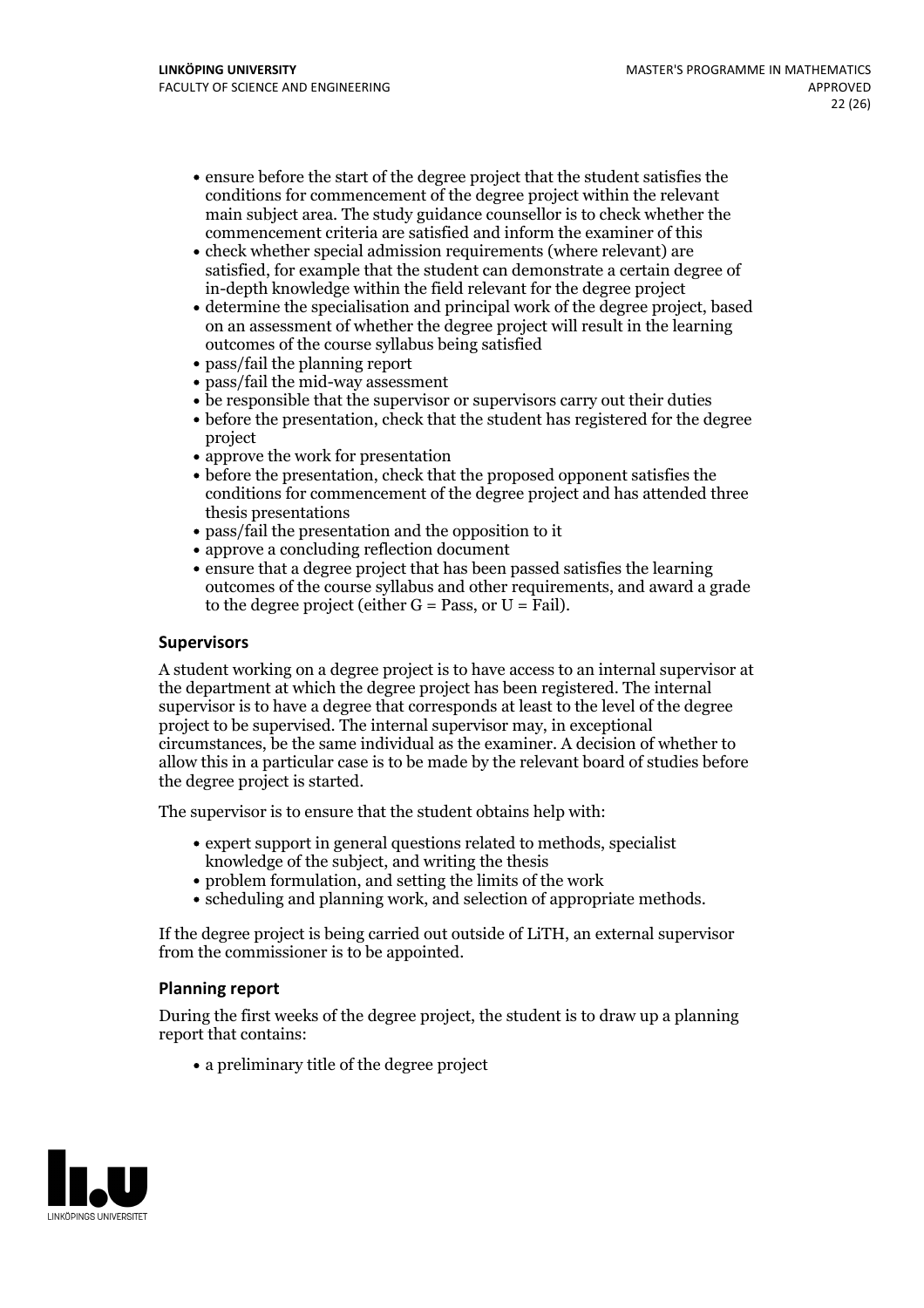- ensure before the start of the degree project that the student satisfies the conditions for commencement of the degree project within the relevant main subject area. The study guidance counsellor is to check whether the commencement criteria are satisfied and inform the examiner of this
- check whether special admission requirements (where relevant) are satisfied, for example that the student can demonstrate a certain degree of in-depth knowledge within the field relevant for the degree project
- determine the specialisation and principal work of the degree project, based on an assessment of whether the degree project will result in the learning outcomes of the course syllabus being satisfied
- pass/fail the planning report
- pass/fail the mid-way assessment
- be responsible that the supervisor or supervisors carry out their duties
- before the presentation, check that the student has registered for the degree project
- approve the work for presentation
- before the presentation, check that the proposed opponent satisfies the conditions for commencement of the degree project and has attended three thesis presentations
- pass/fail the presentation and the opposition to it
- approve a concluding reflection document
- ensure that a degree project that has been passed satisfies the learning outcomes of the course syllabus and other requirements, and award a grade to the degree project (either G = Pass, or U = Fail).

### Supervisors

A student working on a degree project is to have access to an internal supervisor at the department at which the degree project has been registered. The internal supervisor is to have a degree that corresponds at least to the level of the degree project to be supervised. The internal supervisor may, in exceptional circumstances, be the same individual as the examiner. A decision of whether to allow this in a particular case is to be made by the relevant board of studies before the degree project is started.

The supervisor is to ensure that the student obtains help with:

- expert support in general questions related to methods, specialist knowledge of the subject, and writing the thesis
- problem formulation, and setting the limits of the work
- scheduling and planning work, and selection of appropriate methods.

If the degree project is being carried out outside of LiTH, an external supervisor from the commissioner is to be appointed.

### Planning report

During the first weeks of the degree project, the student is to draw up a planning report that contains:

- a preliminary title of the degree project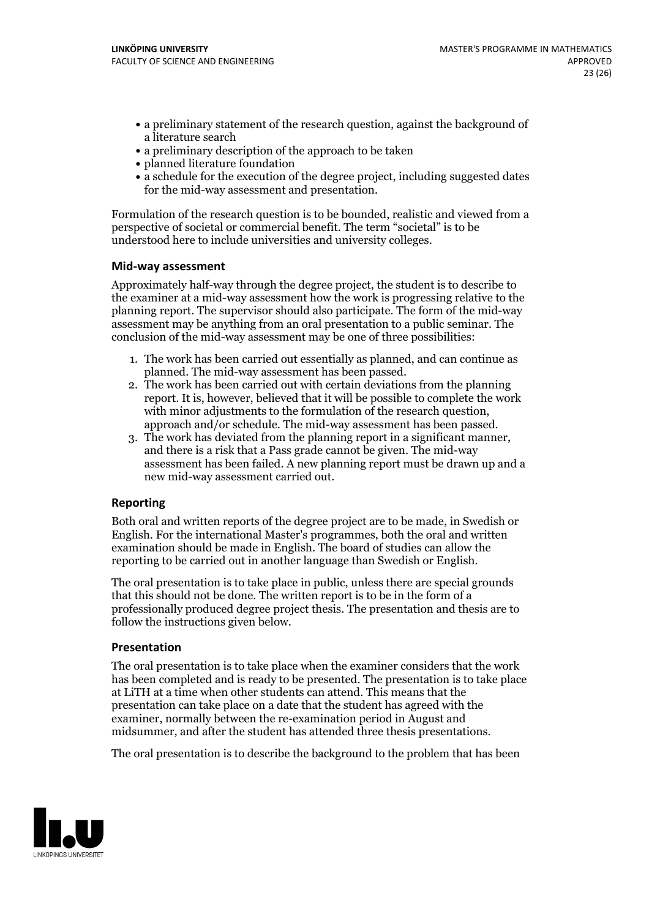- a preliminary statement of the research question, against the background of a literature search
- a preliminary description of the approach to be taken
- planned literature foundation
- a schedule for the execution of the degree project, including suggested dates for the mid-way assessment and presentation.

Formulation of the research question is to be bounded, realistic and viewed from a perspective of societal or commercial benefit. The term "societal" is to be understood here to include universities and university colleges.

### Mid-way assessment

Approximately half-way through the degree project, the student is to describe to the examiner at a mid-way assessment how the work is progressing relative to the planning report. The supervisor should also participate. The form of the mid-way assessment may be anything from an oral presentation to a public seminar. The conclusion of the mid-way assessment may be one of three possibilities:

1. The work has been carried out essentially as planned, and can continue as planned. The mid-way assessment has been passed.
2. The work has been carried out with certain deviations from the planning report. It is, however, believed that it will be possible to complete the work with minor adjustments to the formulation of the research question, approach and/or schedule. The mid-way assessment has been passed.
3. The work has deviated from the planning report in a significant manner, and there is a risk that a Pass grade cannot be given. The mid-way assessment has been failed. A new planning report must be drawn up and a new mid-way assessment carried out.

### Reporting

Both oral and written reports of the degree project are to be made, in Swedish or English. For the international Master's programmes, both the oral and written examination should be made in English. The board of studies can allow the reporting to be carried out in another language than Swedish or English.

The oral presentation is to take place in public, unless there are special grounds that this should not be done. The written report is to be in the form of a professionally produced degree project thesis. The presentation and thesis are to follow the instructions given below.

### Presentation

The oral presentation is to take place when the examiner considers that the work has been completed and is ready to be presented. The presentation is to take place at LiTH at a time when other students can attend. This means that the presentation can take place on a date that the student has agreed with the examiner, normally between the re-examination period in August and midsummer, and after the student has attended three thesis presentations.

The oral presentation is to describe the background to the problem that has been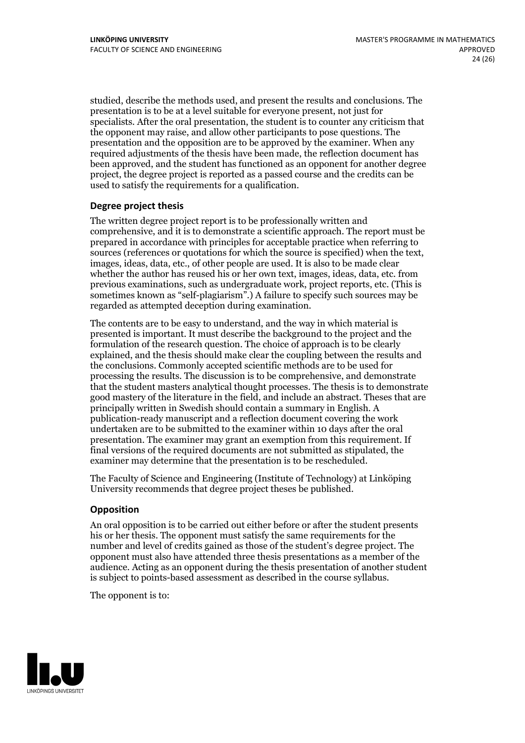studied, describe the methods used, and present the results and conclusions. The presentation is to be at a level suitable for everyone present, not just for specialists. After the oral presentation, the student is to counter any criticism that the opponent may raise, and allow other participants to pose questions. The presentation and the opposition are to be approved by the examiner. When any required adjustments of the thesis have been made, the reflection document has been approved, and the student has functioned as an opponent for another degree project, the degree project is reported as a passed course and the credits can be used to satisfy the requirements for a qualification.

### Degree project thesis

The written degree project report is to be professionally written and comprehensive, and it is to demonstrate a scientific approach. The report must be prepared in accordance with principles for acceptable practice when referring to sources (references or quotations for which the source is specified) when the text, images, ideas, data, etc., of other people are used. It is also to be made clear whether the author has reused his or her own text, images, ideas, data, etc. from previous examinations, such as undergraduate work, project reports, etc. (This is sometimes known as "self-plagiarism".) A failure to specify such sources may be regarded as attempted deception during examination.

The contents are to be easy to understand, and the way in which material is presented is important. It must describe the background to the project and the formulation of the research question. The choice of approach is to be clearly explained, and the thesis should make clear the coupling between the results and the conclusions. Commonly accepted scientific methods are to be used for processing the results. The discussion is to be comprehensive, and demonstrate that the student masters analytical thought processes. The thesis is to demonstrate good mastery of the literature in the field, and include an abstract. Theses that are principally written in Swedish should contain a summary in English. A publication-ready manuscript and a reflection document covering the work undertaken are to be submitted to the examiner within 10 days after the oral presentation. The examiner may grant an exemption from this requirement. If final versions of the required documents are not submitted as stipulated, the examiner may determine that the presentation is to be rescheduled.

The Faculty of Science and Engineering (Institute of Technology) at Linköping University recommends that degree project theses be published.

### Opposition

An oral opposition is to be carried out either before or after the student presents his or her thesis. The opponent must satisfy the same requirements for the number and level of credits gained as those of the student's degree project. The opponent must also have attended three thesis presentations as a member of the audience. Acting as an opponent during the thesis presentation of another student is subject to points-based assessment as described in the course syllabus.

The opponent is to: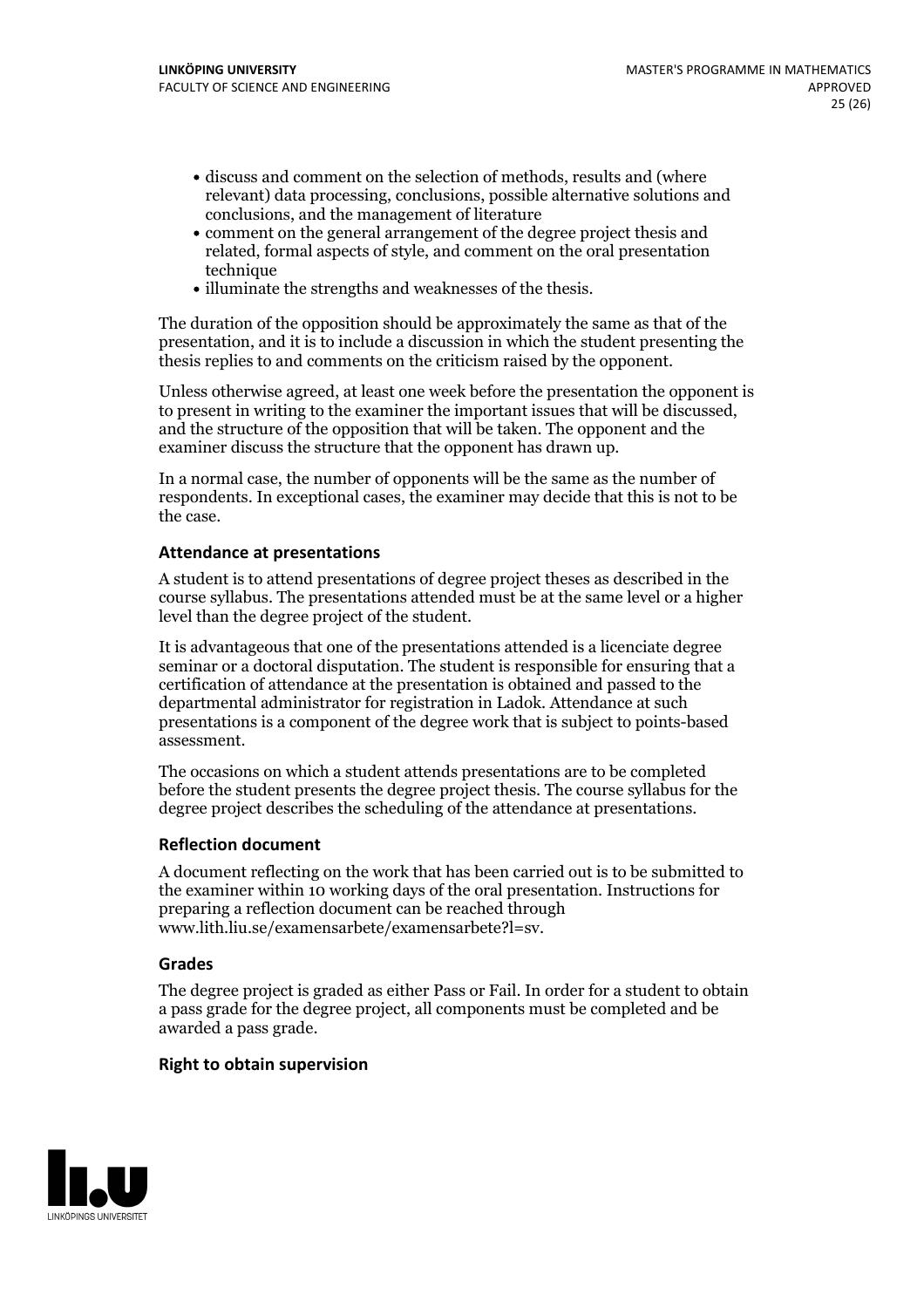- discuss and comment on the selection of methods, results and (where relevant) data processing, conclusions, possible alternative solutions and conclusions, and the management of literature
- comment on the general arrangement of the degree project thesis and related, formal aspects of style, and comment on the oral presentation technique
- illuminate the strengths and weaknesses of the thesis.

The duration of the opposition should be approximately the same as that of the presentation, and it is to include a discussion in which the student presenting the thesis replies to and comments on the criticism raised by the opponent.

Unless otherwise agreed, at least one week before the presentation the opponent is to present in writing to the examiner the important issues that will be discussed, and the structure of the opposition that will be taken. The opponent and the examiner discuss the structure that the opponent has drawn up.

In a normal case, the number of opponents will be the same as the number of respondents. In exceptional cases, the examiner may decide that this is not to be the case.

#### Attendance at presentations

A student is to attend presentations of degree project theses as described in the course syllabus. The presentations attended must be at the same level or a higher level than the degree project of the student.

It is advantageous that one of the presentations attended is a licenciate degree seminar or a doctoral disputation. The student is responsible for ensuring that a certification of attendance at the presentation is obtained and passed to the departmental administrator for registration in Ladok. Attendance at such presentations is a component of the degree work that is subject to points-based assessment.

The occasions on which a student attends presentations are to be completed before the student presents the degree project thesis. The course syllabus for the degree project describes the scheduling of the attendance at presentations.

#### Reflection document

A document reflecting on the work that has been carried out is to be submitted to the examiner within 10 working days of the oral presentation. Instructions for preparing a reflection document can be reached through www.lith.liu.se/examensarbete/examensarbete?l=sv.

#### Grades

The degree project is graded as either Pass or Fail. In order for a student to obtain a pass grade for the degree project, all components must be completed and be awarded a pass grade.

#### Right to obtain supervision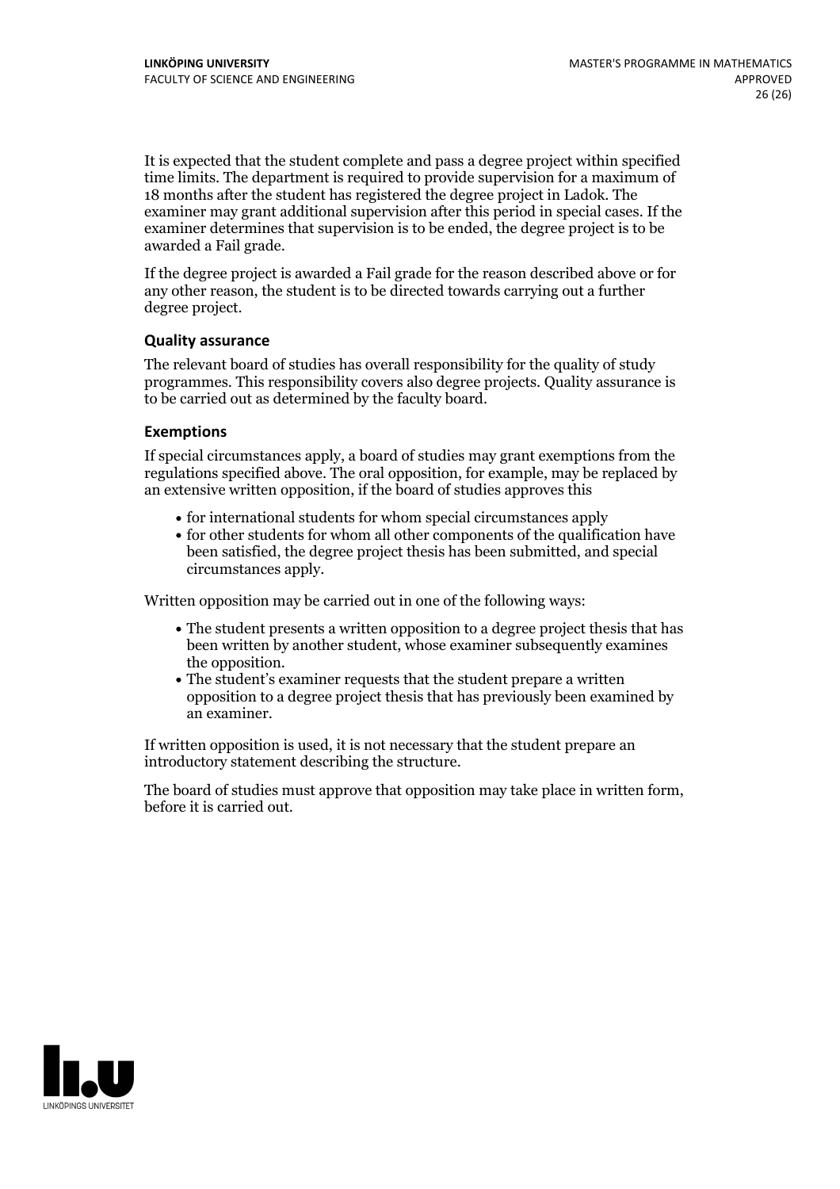It is expected that the student complete and pass a degree project within specified time limits. The department is required to provide supervision for a maximum of 18 months after the student has registered the degree project in Ladok. The examiner may grant additional supervision after this period in special cases. If the examiner determines that supervision is to be ended, the degree project is to be awarded a Fail grade.

If the degree project is awarded a Fail grade for the reason described above or for any other reason, the student is to be directed towards carrying out a further degree project.

### Quality assurance

The relevant board of studies has overall responsibility for the quality of study programmes. This responsibility covers also degree projects. Quality assurance is to be carried out as determined by the faculty board.

### Exemptions

If special circumstances apply, a board of studies may grant exemptions from the regulations specified above. The oral opposition, for example, may be replaced by an extensive written opposition, if the board of studies approves this

- for international students for whom special circumstances apply
- for other students for whom all other components of the qualification have been satisfied, the degree project thesis has been submitted, and special circumstances apply.

Written opposition may be carried out in one of the following ways:

- The student presents a written opposition to a degree project thesis that has been written by another student, whose examiner subsequently examines the opposition.
- The student's examiner requests that the student prepare a written opposition to a degree project thesis that has previously been examined by an examiner.

If written opposition is used, it is not necessary that the student prepare an introductory statement describing the structure.

The board of studies must approve that opposition may take place in written form, before it is carried out.